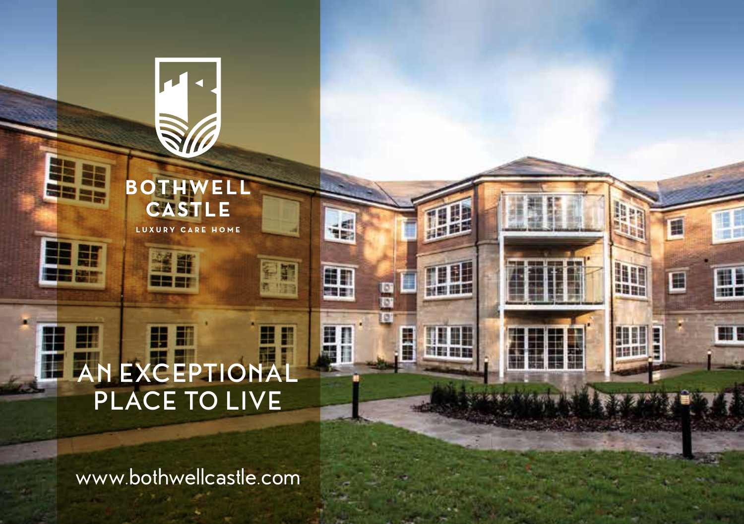# BOTHWELL CASTLE

LUXURY CARE HOME

## AN EXCEPTIONAL PLACE TO LIVE

www.bothwellcastle.com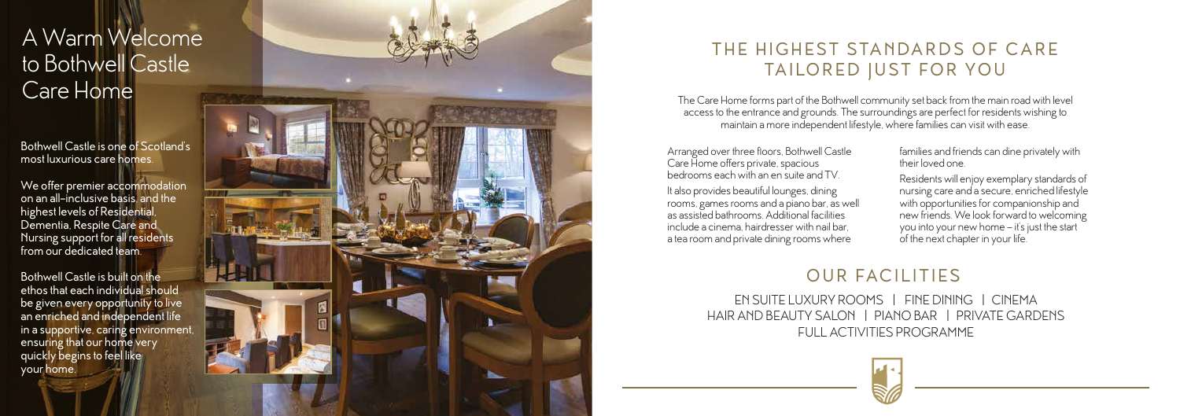# A Warm Welcome to Bothwell Castle Care Home

Bothwell Castle is one of Scotland's most luxurious care homes.

We offer premier accommodation on an all-inclusive basis, and the highest levels of Residential, Dementia, Respite Care and Nursing support for all residents from our dedicated team.

Bothwell Castle is built on the ethos that each individual should be given every opportunity to live an enriched and independent life in a supportive, caring environment, ensuring that our home very quickly begins to feel like your home.

## THE HIGHEST STANDARDS OF CARE TAILORED JUST FOR YOU

The Care Home forms part of the Bothwell community set back from the main road with level access to the entrance and grounds. The surroundings are perfect for residents wishing to maintain a more independent lifestyle, where families can visit with ease.

Arranged over three floors, Bothwell Castle Care Home offers private, spacious bedrooms each with an en suite and TV.

It also provides beautiful lounges, dining rooms, games rooms and a piano bar, as well as assisted bathrooms. Additional facilities include a cinema, hairdresser with nail bar, a tea room and private dining rooms where families and friends can dine privately with their loved one.

Residents will enjoy exemplary standards of nursing care and a secure, enriched lifestyle with opportunities for companionship and new friends. We look forward to welcoming you into your new home – it's just the start of the next chapter in your life.

## OUR FACILITIES

EN SUITE LUXURY ROOMS | FINE DINING | CINEMA
HAIR AND BEAUTY SALON | PIANO BAR | PRIVATE GARDENS
FULL ACTIVITIES PROGRAMME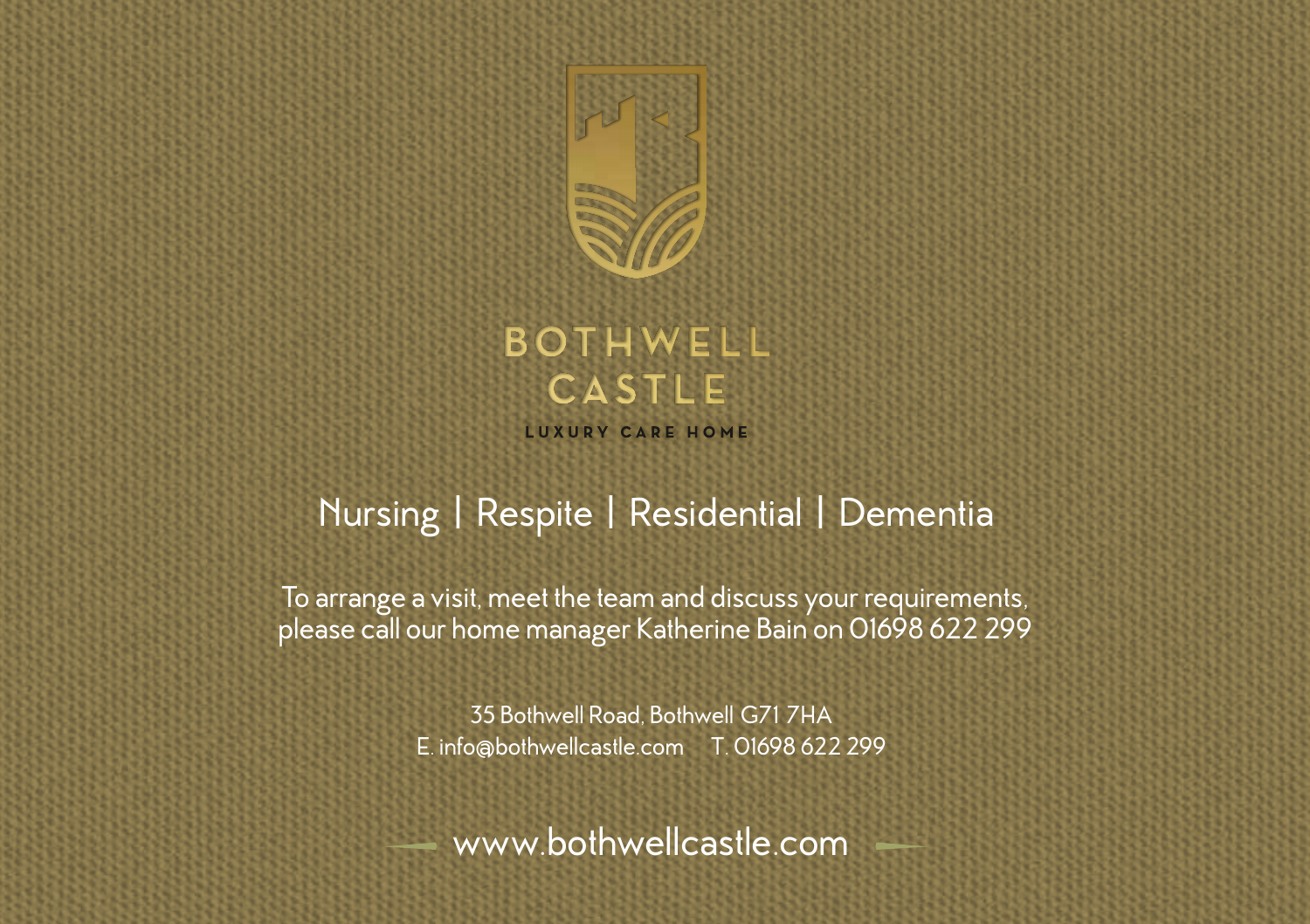# BOTHWELL CASTLE

LUXURY CARE HOME

## Nursing | Respite | Residential | Dementia

To arrange a visit, meet the team and discuss your requirements, please call our home manager Katherine Bain on 01698 622 299

35 Bothwell Road, Bothwell G71 7HA
E. info@bothwellcastle.com T. 01698 622 299

www.bothwellcastle.com